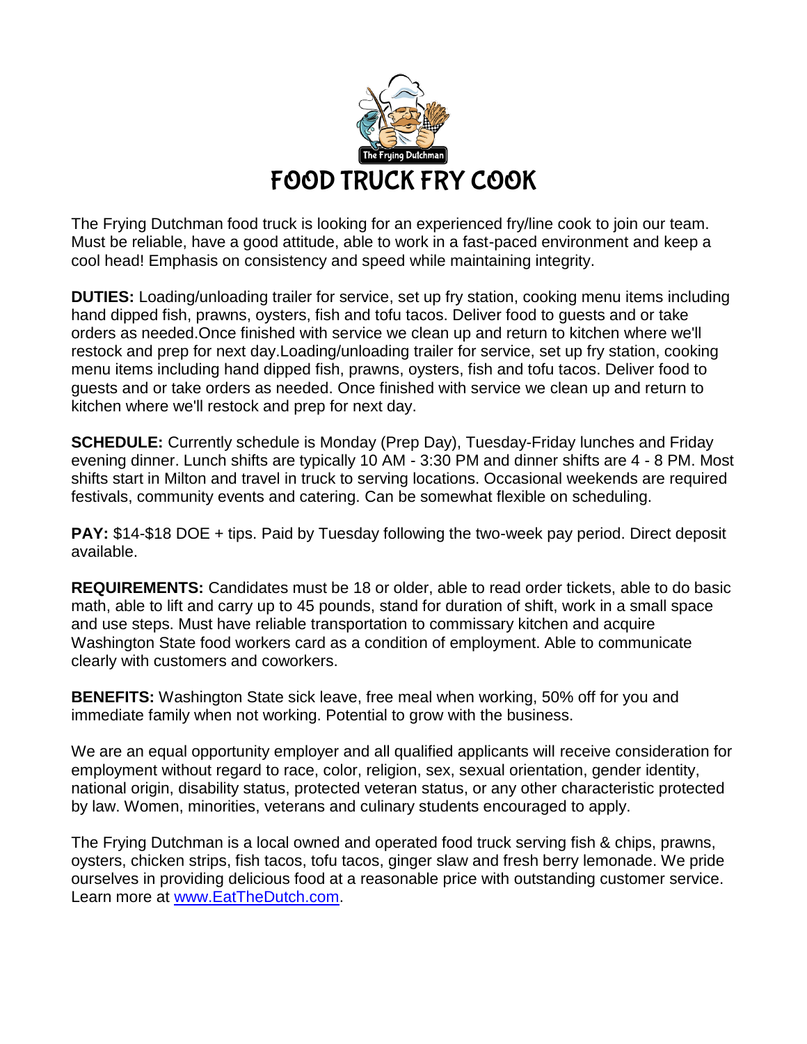# FOOD TRUCK FRY COOK

The Frying Dutchman food truck is looking for an experienced fry/line cook to join our team. Must be reliable, have a good attitude, able to work in a fast-paced environment and keep a cool head! Emphasis on consistency and speed while maintaining integrity.

**DUTIES:** Loading/unloading trailer for service, set up fry station, cooking menu items including hand dipped fish, prawns, oysters, fish and tofu tacos. Deliver food to guests and or take orders as needed.Once finished with service we clean up and return to kitchen where we'll restock and prep for next day.Loading/unloading trailer for service, set up fry station, cooking menu items including hand dipped fish, prawns, oysters, fish and tofu tacos. Deliver food to guests and or take orders as needed. Once finished with service we clean up and return to kitchen where we'll restock and prep for next day.

**SCHEDULE:** Currently schedule is Monday (Prep Day), Tuesday-Friday lunches and Friday evening dinner. Lunch shifts are typically 10 AM - 3:30 PM and dinner shifts are 4 - 8 PM. Most shifts start in Milton and travel in truck to serving locations. Occasional weekends are required festivals, community events and catering. Can be somewhat flexible on scheduling.

**PAY:** $14-$18 DOE + tips. Paid by Tuesday following the two-week pay period. Direct deposit available.

**REQUIREMENTS:** Candidates must be 18 or older, able to read order tickets, able to do basic math, able to lift and carry up to 45 pounds, stand for duration of shift, work in a small space and use steps. Must have reliable transportation to commissary kitchen and acquire Washington State food workers card as a condition of employment. Able to communicate clearly with customers and coworkers.

**BENEFITS:** Washington State sick leave, free meal when working, 50% off for you and immediate family when not working. Potential to grow with the business.

We are an equal opportunity employer and all qualified applicants will receive consideration for employment without regard to race, color, religion, sex, sexual orientation, gender identity, national origin, disability status, protected veteran status, or any other characteristic protected by law. Women, minorities, veterans and culinary students encouraged to apply.

The Frying Dutchman is a local owned and operated food truck serving fish & chips, prawns, oysters, chicken strips, fish tacos, tofu tacos, ginger slaw and fresh berry lemonade. We pride ourselves in providing delicious food at a reasonable price with outstanding customer service. Learn more at [www.EatTheDutch.com](http://www.EatTheDutch.com).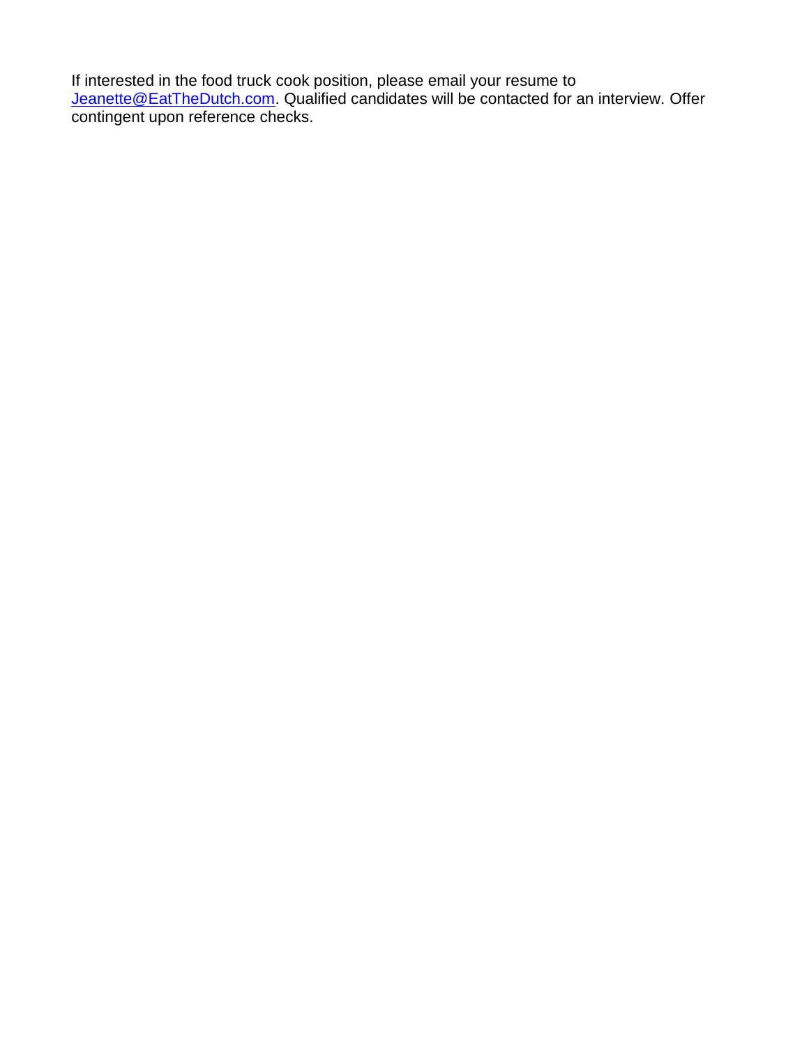If interested in the food truck cook position, please email your resume to Jeanette@EatTheDutch.com. Qualified candidates will be contacted for an interview. Offer contingent upon reference checks.